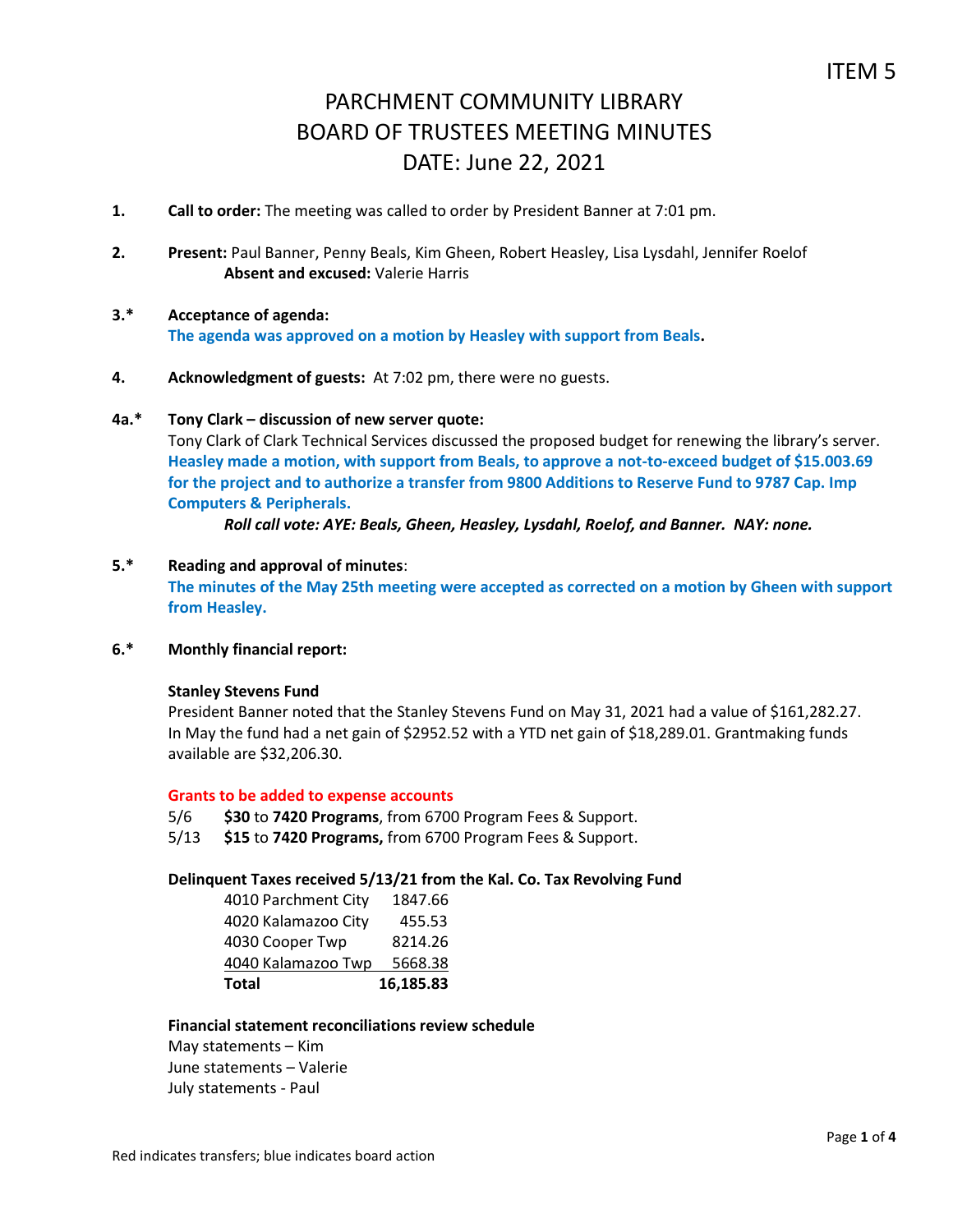ITEM 5

# PARCHMENT COMMUNITY LIBRARY
# BOARD OF TRUSTEES MEETING MINUTES
# DATE: June 22, 2021

**1.** **Call to order:** The meeting was called to order by President Banner at 7:01 pm.

**2.** **Present:** Paul Banner, Penny Beals, Kim Gheen, Robert Heasley, Lisa Lysdahl, Jennifer Roelof
**Absent and excused:** Valerie Harris

**3.*** **Acceptance of agenda:**
**The agenda was approved on a motion by Heasley with support from Beals.**

**4.** **Acknowledgment of guests:** At 7:02 pm, there were no guests.

**4a.*** **Tony Clark – discussion of new server quote:**
Tony Clark of Clark Technical Services discussed the proposed budget for renewing the library's server. **Heasley made a motion, with support from Beals, to approve a not-to-exceed budget of $15.003.69 for the project and to authorize a transfer from 9800 Additions to Reserve Fund to 9787 Cap. Imp Computers & Peripherals.**
***Roll call vote: AYE: Beals, Gheen, Heasley, Lysdahl, Roelof, and Banner. NAY: none.***

**5.*** **Reading and approval of minutes**:
**The minutes of the May 25th meeting were accepted as corrected on a motion by Gheen with support from Heasley.**

**6.*** **Monthly financial report:**

**Stanley Stevens Fund**
President Banner noted that the Stanley Stevens Fund on May 31, 2021 had a value of $161,282.27. In May the fund had a net gain of $2952.52 with a YTD net gain of $18,289.01. Grantmaking funds available are $32,206.30.

**Grants to be added to expense accounts**
5/6 **$30** to **7420 Programs**, from 6700 Program Fees & Support.
5/13 **$15** to **7420 Programs,** from 6700 Program Fees & Support.

**Delinquent Taxes received 5/13/21 from the Kal. Co. Tax Revolving Fund**

| | |
|---|---|
| 4010 Parchment City | 1847.66 |
| 4020 Kalamazoo City | 455.53 |
| 4030 Cooper Twp | 8214.26 |
| 4040 Kalamazoo Twp | 5668.38 |
| **Total** | **16,185.83** |

**Financial statement reconciliations review schedule**
May statements – Kim
June statements – Valerie
July statements - Paul

Red indicates transfers; blue indicates board action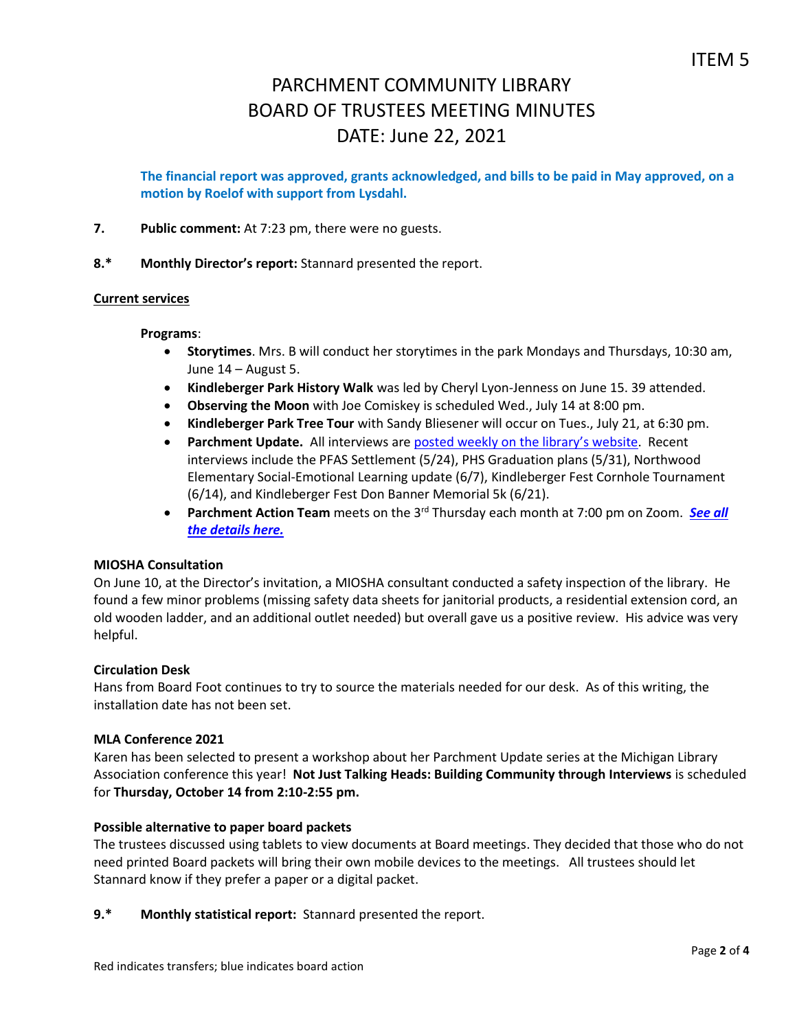ITEM 5

# PARCHMENT COMMUNITY LIBRARY
# BOARD OF TRUSTEES MEETING MINUTES
# DATE: June 22, 2021

**The financial report was approved, grants acknowledged, and bills to be paid in May approved, on a motion by Roelof with support from Lysdahl.**

**7.** **Public comment:** At 7:23 pm, there were no guests.

**8.*** **Monthly Director's report:** Stannard presented the report.

**Current services**

**Programs**:

- **Storytimes**. Mrs. B will conduct her storytimes in the park Mondays and Thursdays, 10:30 am, June 14 – August 5.
- **Kindleberger Park History Walk** was led by Cheryl Lyon-Jenness on June 15. 39 attended.
- **Observing the Moon** with Joe Comiskey is scheduled Wed., July 14 at 8:00 pm.
- **Kindleberger Park Tree Tour** with Sandy Bliesener will occur on Tues., July 21, at 6:30 pm.
- **Parchment Update.** All interviews are posted weekly on the library's website. Recent interviews include the PFAS Settlement (5/24), PHS Graduation plans (5/31), Northwood Elementary Social-Emotional Learning update (6/7), Kindleberger Fest Cornhole Tournament (6/14), and Kindleberger Fest Don Banner Memorial 5k (6/21).
- **Parchment Action Team** meets on the 3rd Thursday each month at 7:00 pm on Zoom. ***See all the details here.***

**MIOSHA Consultation**

On June 10, at the Director's invitation, a MIOSHA consultant conducted a safety inspection of the library. He found a few minor problems (missing safety data sheets for janitorial products, a residential extension cord, an old wooden ladder, and an additional outlet needed) but overall gave us a positive review. His advice was very helpful.

**Circulation Desk**

Hans from Board Foot continues to try to source the materials needed for our desk. As of this writing, the installation date has not been set.

**MLA Conference 2021**

Karen has been selected to present a workshop about her Parchment Update series at the Michigan Library Association conference this year! **Not Just Talking Heads: Building Community through Interviews** is scheduled for **Thursday, October 14 from 2:10-2:55 pm.**

**Possible alternative to paper board packets**

The trustees discussed using tablets to view documents at Board meetings. They decided that those who do not need printed Board packets will bring their own mobile devices to the meetings. All trustees should let Stannard know if they prefer a paper or a digital packet.

**9.*** **Monthly statistical report:** Stannard presented the report.

Red indicates transfers; blue indicates board action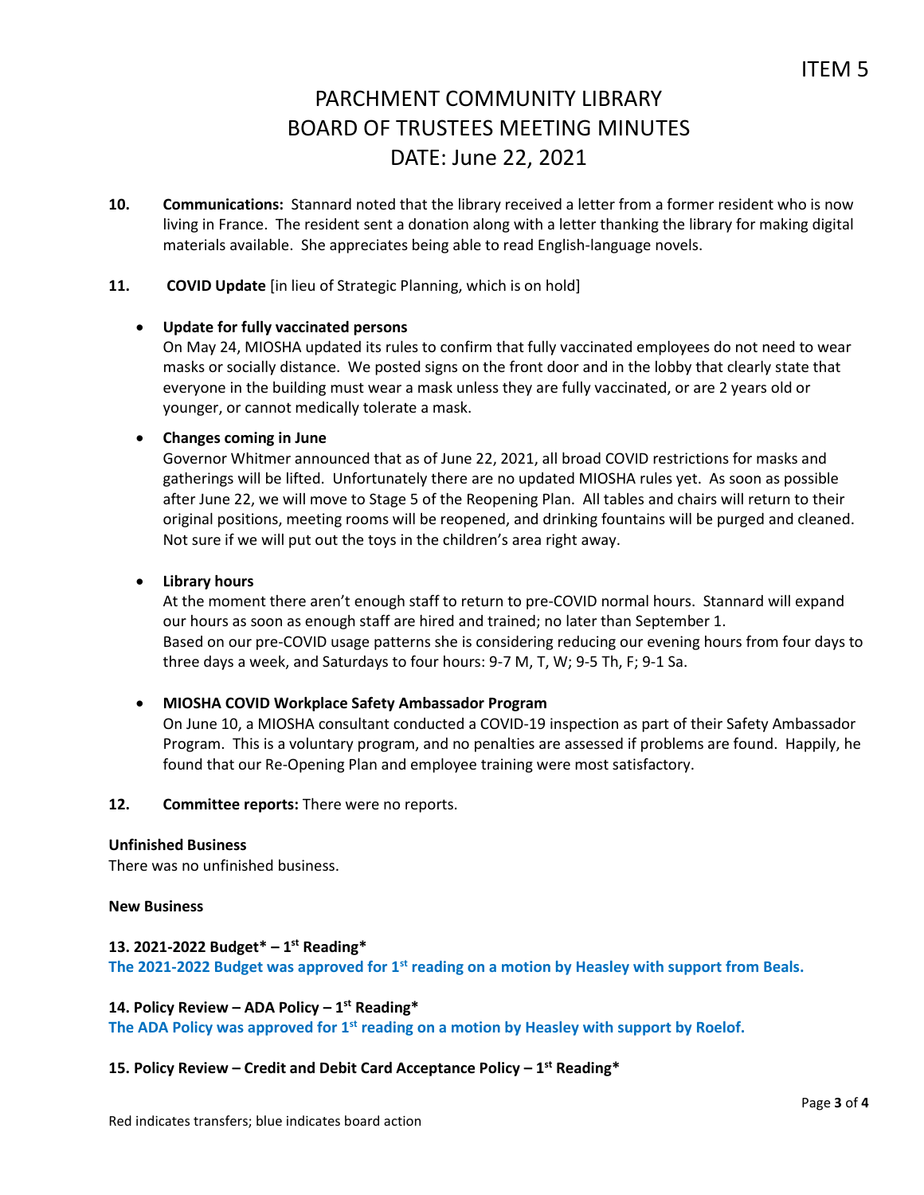ITEM 5

# PARCHMENT COMMUNITY LIBRARY
# BOARD OF TRUSTEES MEETING MINUTES
# DATE: June 22, 2021

**10. Communications:** Stannard noted that the library received a letter from a former resident who is now living in France. The resident sent a donation along with a letter thanking the library for making digital materials available. She appreciates being able to read English-language novels.

**11. COVID Update** [in lieu of Strategic Planning, which is on hold]

- **Update for fully vaccinated persons**
  On May 24, MIOSHA updated its rules to confirm that fully vaccinated employees do not need to wear masks or socially distance. We posted signs on the front door and in the lobby that clearly state that everyone in the building must wear a mask unless they are fully vaccinated, or are 2 years old or younger, or cannot medically tolerate a mask.

- **Changes coming in June**
  Governor Whitmer announced that as of June 22, 2021, all broad COVID restrictions for masks and gatherings will be lifted. Unfortunately there are no updated MIOSHA rules yet. As soon as possible after June 22, we will move to Stage 5 of the Reopening Plan. All tables and chairs will return to their original positions, meeting rooms will be reopened, and drinking fountains will be purged and cleaned. Not sure if we will put out the toys in the children's area right away.

- **Library hours**
  At the moment there aren't enough staff to return to pre-COVID normal hours. Stannard will expand our hours as soon as enough staff are hired and trained; no later than September 1.
  Based on our pre-COVID usage patterns she is considering reducing our evening hours from four days to three days a week, and Saturdays to four hours: 9-7 M, T, W; 9-5 Th, F; 9-1 Sa.

- **MIOSHA COVID Workplace Safety Ambassador Program**
  On June 10, a MIOSHA consultant conducted a COVID-19 inspection as part of their Safety Ambassador Program. This is a voluntary program, and no penalties are assessed if problems are found. Happily, he found that our Re-Opening Plan and employee training were most satisfactory.

**12. Committee reports:** There were no reports.

**Unfinished Business**
There was no unfinished business.

**New Business**

**13. 2021-2022 Budget* – 1st Reading***
**The 2021-2022 Budget was approved for 1st reading on a motion by Heasley with support from Beals.**

**14. Policy Review – ADA Policy – 1st Reading***
**The ADA Policy was approved for 1st reading on a motion by Heasley with support by Roelof.**

**15. Policy Review – Credit and Debit Card Acceptance Policy – 1st Reading***

Red indicates transfers; blue indicates board action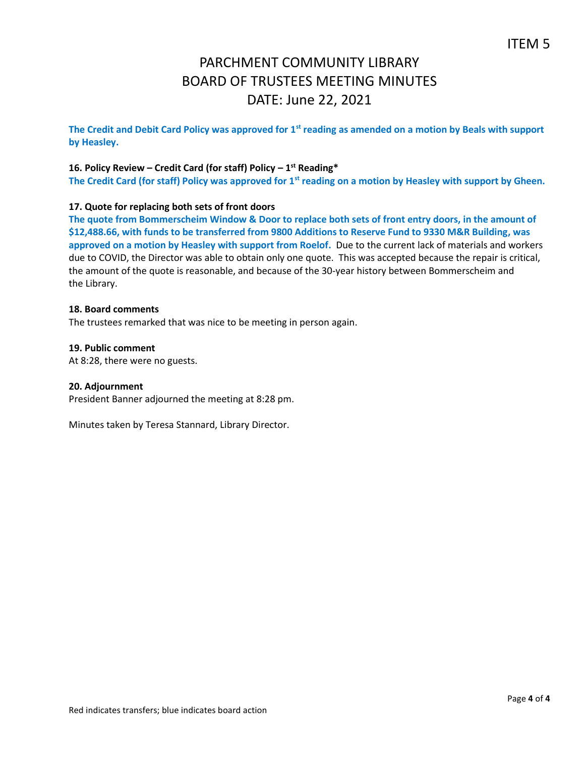ITEM 5

# PARCHMENT COMMUNITY LIBRARY
# BOARD OF TRUSTEES MEETING MINUTES
# DATE: June 22, 2021

**The Credit and Debit Card Policy was approved for 1st reading as amended on a motion by Beals with support by Heasley.**

**16. Policy Review – Credit Card (for staff) Policy – 1st Reading***

**The Credit Card (for staff) Policy was approved for 1st reading on a motion by Heasley with support by Gheen.**

**17. Quote for replacing both sets of front doors**

**The quote from Bommerscheim Window & Door to replace both sets of front entry doors, in the amount of $12,488.66, with funds to be transferred from 9800 Additions to Reserve Fund to 9330 M&R Building, was approved on a motion by Heasley with support from Roelof.** Due to the current lack of materials and workers due to COVID, the Director was able to obtain only one quote. This was accepted because the repair is critical, the amount of the quote is reasonable, and because of the 30-year history between Bommerscheim and the Library.

**18. Board comments**

The trustees remarked that was nice to be meeting in person again.

**19. Public comment**

At 8:28, there were no guests.

**20. Adjournment**

President Banner adjourned the meeting at 8:28 pm.

Minutes taken by Teresa Stannard, Library Director.

Red indicates transfers; blue indicates board action